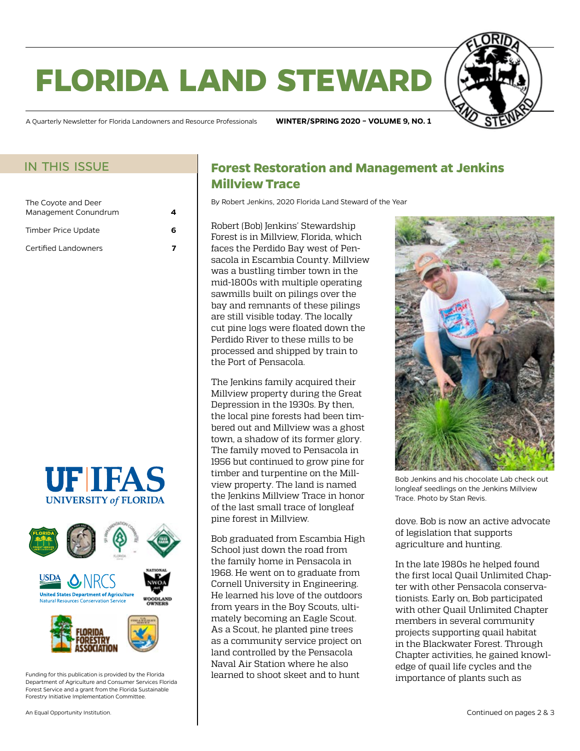# FLORIDA LAND STEWARD

A Quarterly Newsletter for Florida Landowners and Resource Professionals **WINTER/SPRING 2020 – VOLUME 9, NO. 1**

## IN THIS ISSUE

| | |
|---|---|
| The Coyote and Deer Management Conundrum | **4** |
| Timber Price Update | **6** |
| Certified Landowners | **7** |

Funding for this publication is provided by the Florida Department of Agriculture and Consumer Services Florida Forest Service and a grant from the Florida Sustainable Forestry Initiative Implementation Committee.

An Equal Opportunity Institution.

## Forest Restoration and Management at Jenkins Millview Trace

By Robert Jenkins, 2020 Florida Land Steward of the Year

Robert (Bob) Jenkins' Stewardship Forest is in Millview, Florida, which faces the Perdido Bay west of Pensacola in Escambia County. Millview was a bustling timber town in the mid-1800s with multiple operating sawmills built on pilings over the bay and remnants of these pilings are still visible today. The locally cut pine logs were floated down the Perdido River to these mills to be processed and shipped by train to the Port of Pensacola.

The Jenkins family acquired their Millview property during the Great Depression in the 1930s. By then, the local pine forests had been timbered out and Millview was a ghost town, a shadow of its former glory. The family moved to Pensacola in 1956 but continued to grow pine for timber and turpentine on the Millview property. The land is named the Jenkins Millview Trace in honor of the last small trace of longleaf pine forest in Millview.

Bob graduated from Escambia High School just down the road from the family home in Pensacola in 1968. He went on to graduate from Cornell University in Engineering. He learned his love of the outdoors from years in the Boy Scouts, ultimately becoming an Eagle Scout. As a Scout, he planted pine trees as a community service project on land controlled by the Pensacola Naval Air Station where he also learned to shoot skeet and to hunt

Bob Jenkins and his chocolate Lab check out longleaf seedlings on the Jenkins Millview Trace. Photo by Stan Revis.

dove. Bob is now an active advocate of legislation that supports agriculture and hunting.

In the late 1980s he helped found the first local Quail Unlimited Chapter with other Pensacola conservationists. Early on, Bob participated with other Quail Unlimited Chapter members in several community projects supporting quail habitat in the Blackwater Forest. Through Chapter activities, he gained knowledge of quail life cycles and the importance of plants such as

Continued on pages 2 & 3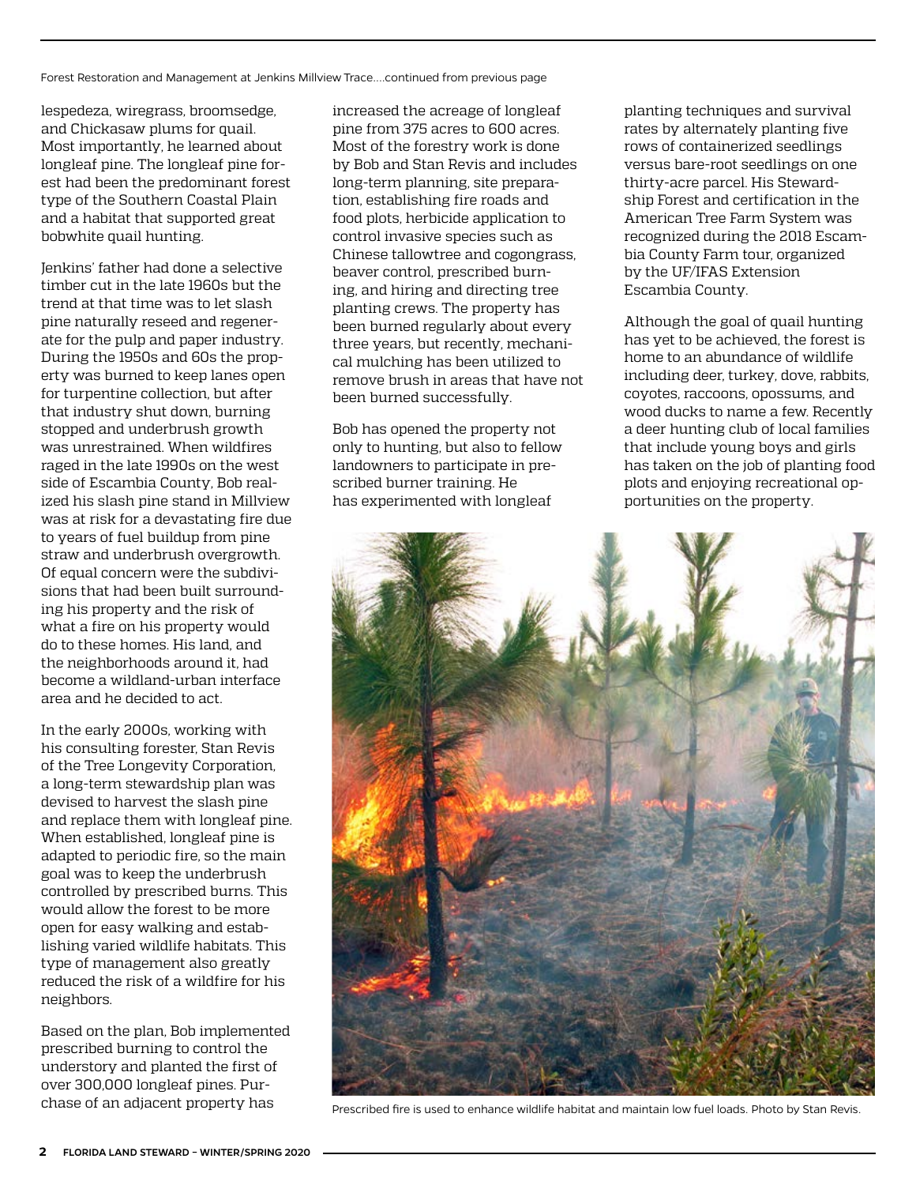Forest Restoration and Management at Jenkins Millview Trace....continued from previous page

lespedeza, wiregrass, broomsedge, and Chickasaw plums for quail. Most importantly, he learned about longleaf pine. The longleaf pine forest had been the predominant forest type of the Southern Coastal Plain and a habitat that supported great bobwhite quail hunting.

Jenkins' father had done a selective timber cut in the late 1960s but the trend at that time was to let slash pine naturally reseed and regenerate for the pulp and paper industry. During the 1950s and 60s the property was burned to keep lanes open for turpentine collection, but after that industry shut down, burning stopped and underbrush growth was unrestrained. When wildfires raged in the late 1990s on the west side of Escambia County, Bob realized his slash pine stand in Millview was at risk for a devastating fire due to years of fuel buildup from pine straw and underbrush overgrowth. Of equal concern were the subdivisions that had been built surrounding his property and the risk of what a fire on his property would do to these homes. His land, and the neighborhoods around it, had become a wildland-urban interface area and he decided to act.

In the early 2000s, working with his consulting forester, Stan Revis of the Tree Longevity Corporation, a long-term stewardship plan was devised to harvest the slash pine and replace them with longleaf pine. When established, longleaf pine is adapted to periodic fire, so the main goal was to keep the underbrush controlled by prescribed burns. This would allow the forest to be more open for easy walking and establishing varied wildlife habitats. This type of management also greatly reduced the risk of a wildfire for his neighbors.

Based on the plan, Bob implemented prescribed burning to control the understory and planted the first of over 300,000 longleaf pines. Purchase of an adjacent property has increased the acreage of longleaf pine from 375 acres to 600 acres. Most of the forestry work is done by Bob and Stan Revis and includes long-term planning, site preparation, establishing fire roads and food plots, herbicide application to control invasive species such as Chinese tallowtree and cogongrass, beaver control, prescribed burning, and hiring and directing tree planting crews. The property has been burned regularly about every three years, but recently, mechanical mulching has been utilized to remove brush in areas that have not been burned successfully.

Bob has opened the property not only to hunting, but also to fellow landowners to participate in prescribed burner training. He has experimented with longleaf planting techniques and survival rates by alternately planting five rows of containerized seedlings versus bare-root seedlings on one thirty-acre parcel. His Stewardship Forest and certification in the American Tree Farm System was recognized during the 2018 Escambia County Farm tour, organized by the UF/IFAS Extension Escambia County.

Although the goal of quail hunting has yet to be achieved, the forest is home to an abundance of wildlife including deer, turkey, dove, rabbits, coyotes, raccoons, opossums, and wood ducks to name a few. Recently a deer hunting club of local families that include young boys and girls has taken on the job of planting food plots and enjoying recreational opportunities on the property.

Prescribed fire is used to enhance wildlife habitat and maintain low fuel loads. Photo by Stan Revis.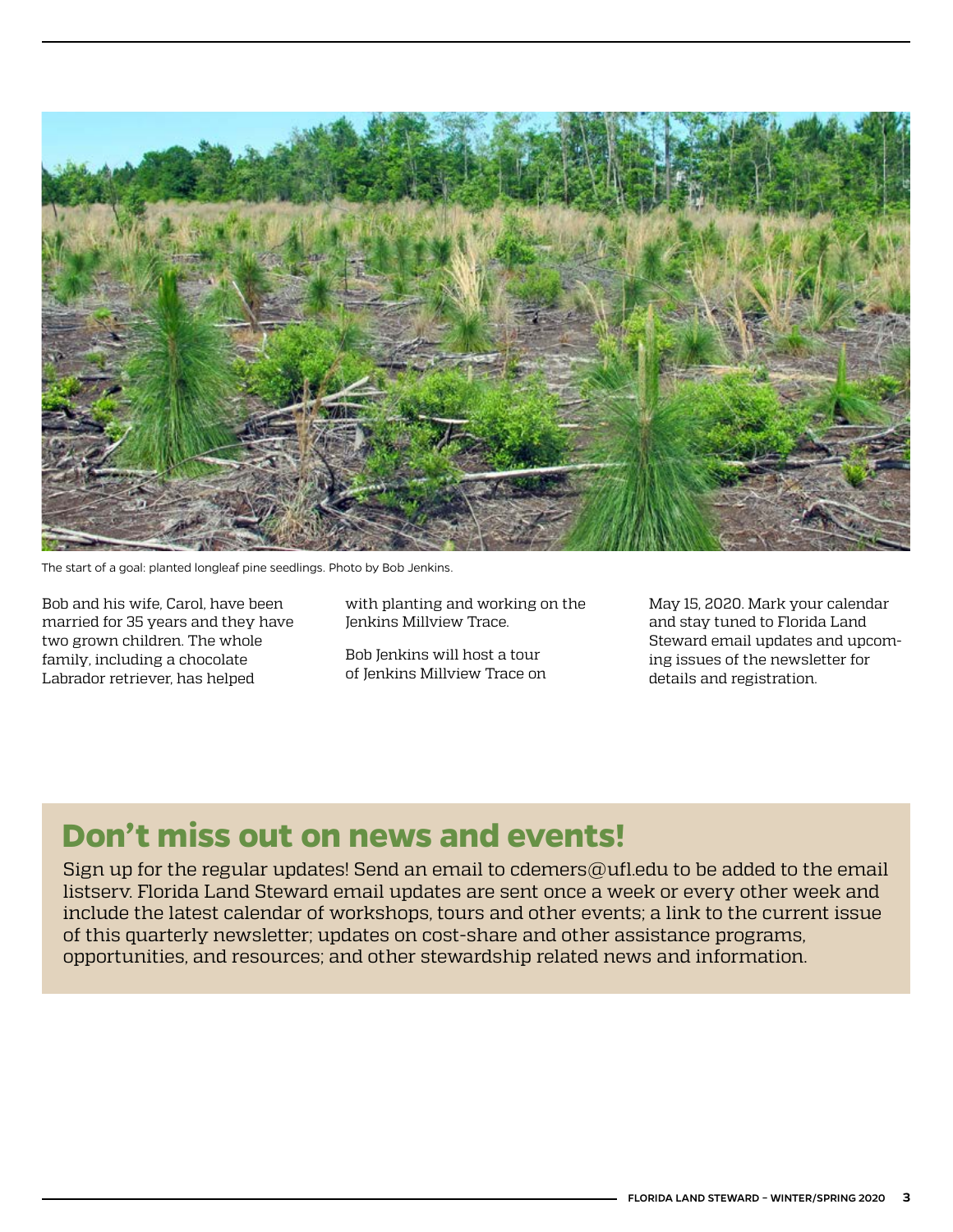The start of a goal: planted longleaf pine seedlings. Photo by Bob Jenkins.

Bob and his wife, Carol, have been married for 35 years and they have two grown children. The whole family, including a chocolate Labrador retriever, has helped with planting and working on the Jenkins Millview Trace.

Bob Jenkins will host a tour of Jenkins Millview Trace on May 15, 2020. Mark your calendar and stay tuned to Florida Land Steward email updates and upcoming issues of the newsletter for details and registration.

## Don't miss out on news and events!

Sign up for the regular updates! Send an email to cdemers@ufl.edu to be added to the email listserv. Florida Land Steward email updates are sent once a week or every other week and include the latest calendar of workshops, tours and other events; a link to the current issue of this quarterly newsletter; updates on cost-share and other assistance programs, opportunities, and resources; and other stewardship related news and information.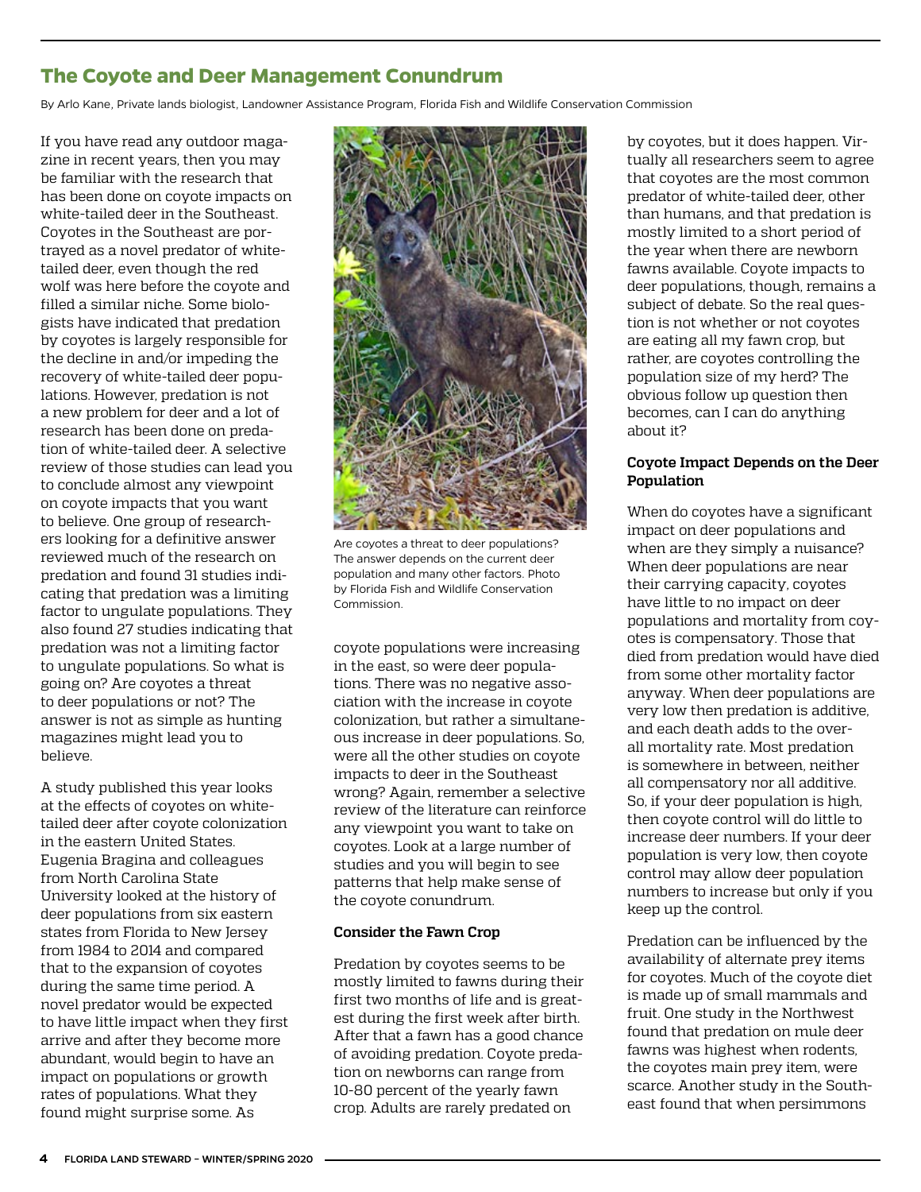## The Coyote and Deer Management Conundrum

By Arlo Kane, Private lands biologist, Landowner Assistance Program, Florida Fish and Wildlife Conservation Commission

If you have read any outdoor magazine in recent years, then you may be familiar with the research that has been done on coyote impacts on white-tailed deer in the Southeast. Coyotes in the Southeast are portrayed as a novel predator of white-tailed deer, even though the red wolf was here before the coyote and filled a similar niche. Some biologists have indicated that predation by coyotes is largely responsible for the decline in and/or impeding the recovery of white-tailed deer populations. However, predation is not a new problem for deer and a lot of research has been done on predation of white-tailed deer. A selective review of those studies can lead you to conclude almost any viewpoint on coyote impacts that you want to believe. One group of researchers looking for a definitive answer reviewed much of the research on predation and found 31 studies indicating that predation was a limiting factor to ungulate populations. They also found 27 studies indicating that predation was not a limiting factor to ungulate populations. So what is going on? Are coyotes a threat to deer populations or not? The answer is not as simple as hunting magazines might lead you to believe.

A study published this year looks at the effects of coyotes on white-tailed deer after coyote colonization in the eastern United States. Eugenia Bragina and colleagues from North Carolina State University looked at the history of deer populations from six eastern states from Florida to New Jersey from 1984 to 2014 and compared that to the expansion of coyotes during the same time period. A novel predator would be expected to have little impact when they first arrive and after they become more abundant, would begin to have an impact on populations or growth rates of populations. What they found might surprise some. As

Are coyotes a threat to deer populations? The answer depends on the current deer population and many other factors. Photo by Florida Fish and Wildlife Conservation Commission.

coyote populations were increasing in the east, so were deer populations. There was no negative association with the increase in coyote colonization, but rather a simultaneous increase in deer populations. So, were all the other studies on coyote impacts to deer in the Southeast wrong? Again, remember a selective review of the literature can reinforce any viewpoint you want to take on coyotes. Look at a large number of studies and you will begin to see patterns that help make sense of the coyote conundrum.

### Consider the Fawn Crop

Predation by coyotes seems to be mostly limited to fawns during their first two months of life and is greatest during the first week after birth. After that a fawn has a good chance of avoiding predation. Coyote predation on newborns can range from 10-80 percent of the yearly fawn crop. Adults are rarely predated on by coyotes, but it does happen. Virtually all researchers seem to agree that coyotes are the most common predator of white-tailed deer, other than humans, and that predation is mostly limited to a short period of the year when there are newborn fawns available. Coyote impacts to deer populations, though, remains a subject of debate. So the real question is not whether or not coyotes are eating all my fawn crop, but rather, are coyotes controlling the population size of my herd? The obvious follow up question then becomes, can I can do anything about it?

### Coyote Impact Depends on the Deer Population

When do coyotes have a significant impact on deer populations and when are they simply a nuisance? When deer populations are near their carrying capacity, coyotes have little to no impact on deer populations and mortality from coyotes is compensatory. Those that died from predation would have died from some other mortality factor anyway. When deer populations are very low then predation is additive, and each death adds to the overall mortality rate. Most predation is somewhere in between, neither all compensatory nor all additive. So, if your deer population is high, then coyote control will do little to increase deer numbers. If your deer population is very low, then coyote control may allow deer population numbers to increase but only if you keep up the control.

Predation can be influenced by the availability of alternate prey items for coyotes. Much of the coyote diet is made up of small mammals and fruit. One study in the Northwest found that predation on mule deer fawns was highest when rodents, the coyotes main prey item, were scarce. Another study in the Southeast found that when persimmons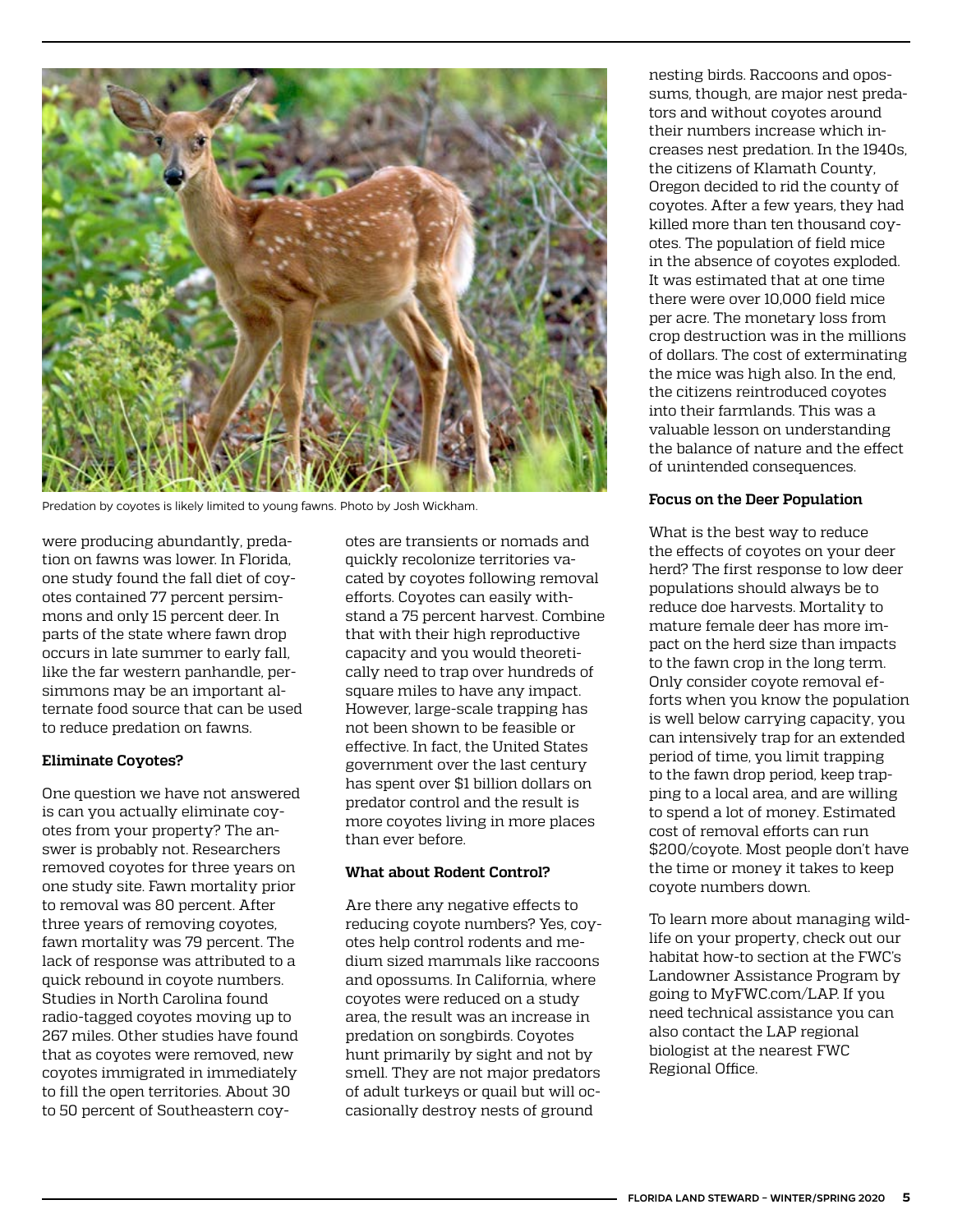Predation by coyotes is likely limited to young fawns. Photo by Josh Wickham.

were producing abundantly, predation on fawns was lower. In Florida, one study found the fall diet of coyotes contained 77 percent persimmons and only 15 percent deer. In parts of the state where fawn drop occurs in late summer to early fall, like the far western panhandle, persimmons may be an important alternate food source that can be used to reduce predation on fawns.

**Eliminate Coyotes?**

One question we have not answered is can you actually eliminate coyotes from your property? The answer is probably not. Researchers removed coyotes for three years on one study site. Fawn mortality prior to removal was 80 percent. After three years of removing coyotes, fawn mortality was 79 percent. The lack of response was attributed to a quick rebound in coyote numbers. Studies in North Carolina found radio-tagged coyotes moving up to 267 miles. Other studies have found that as coyotes were removed, new coyotes immigrated in immediately to fill the open territories. About 30 to 50 percent of Southeastern coyotes are transients or nomads and quickly recolonize territories vacated by coyotes following removal efforts. Coyotes can easily withstand a 75 percent harvest. Combine that with their high reproductive capacity and you would theoretically need to trap over hundreds of square miles to have any impact. However, large-scale trapping has not been shown to be feasible or effective. In fact, the United States government over the last century has spent over $1 billion dollars on predator control and the result is more coyotes living in more places than ever before.

**What about Rodent Control?**

Are there any negative effects to reducing coyote numbers? Yes, coyotes help control rodents and medium sized mammals like raccoons and opossums. In California, where coyotes were reduced on a study area, the result was an increase in predation on songbirds. Coyotes hunt primarily by sight and not by smell. They are not major predators of adult turkeys or quail but will occasionally destroy nests of ground nesting birds. Raccoons and opossums, though, are major nest predators and without coyotes around their numbers increase which increases nest predation. In the 1940s, the citizens of Klamath County, Oregon decided to rid the county of coyotes. After a few years, they had killed more than ten thousand coyotes. The population of field mice in the absence of coyotes exploded. It was estimated that at one time there were over 10,000 field mice per acre. The monetary loss from crop destruction was in the millions of dollars. The cost of exterminating the mice was high also. In the end, the citizens reintroduced coyotes into their farmlands. This was a valuable lesson on understanding the balance of nature and the effect of unintended consequences.

**Focus on the Deer Population**

What is the best way to reduce the effects of coyotes on your deer herd? The first response to low deer populations should always be to reduce doe harvests. Mortality to mature female deer has more impact on the herd size than impacts to the fawn crop in the long term. Only consider coyote removal efforts when you know the population is well below carrying capacity, you can intensively trap for an extended period of time, you limit trapping to the fawn drop period, keep trapping to a local area, and are willing to spend a lot of money. Estimated cost of removal efforts can run $200/coyote. Most people don't have the time or money it takes to keep coyote numbers down.

To learn more about managing wildlife on your property, check out our habitat how-to section at the FWC's Landowner Assistance Program by going to MyFWC.com/LAP. If you need technical assistance you can also contact the LAP regional biologist at the nearest FWC Regional Office.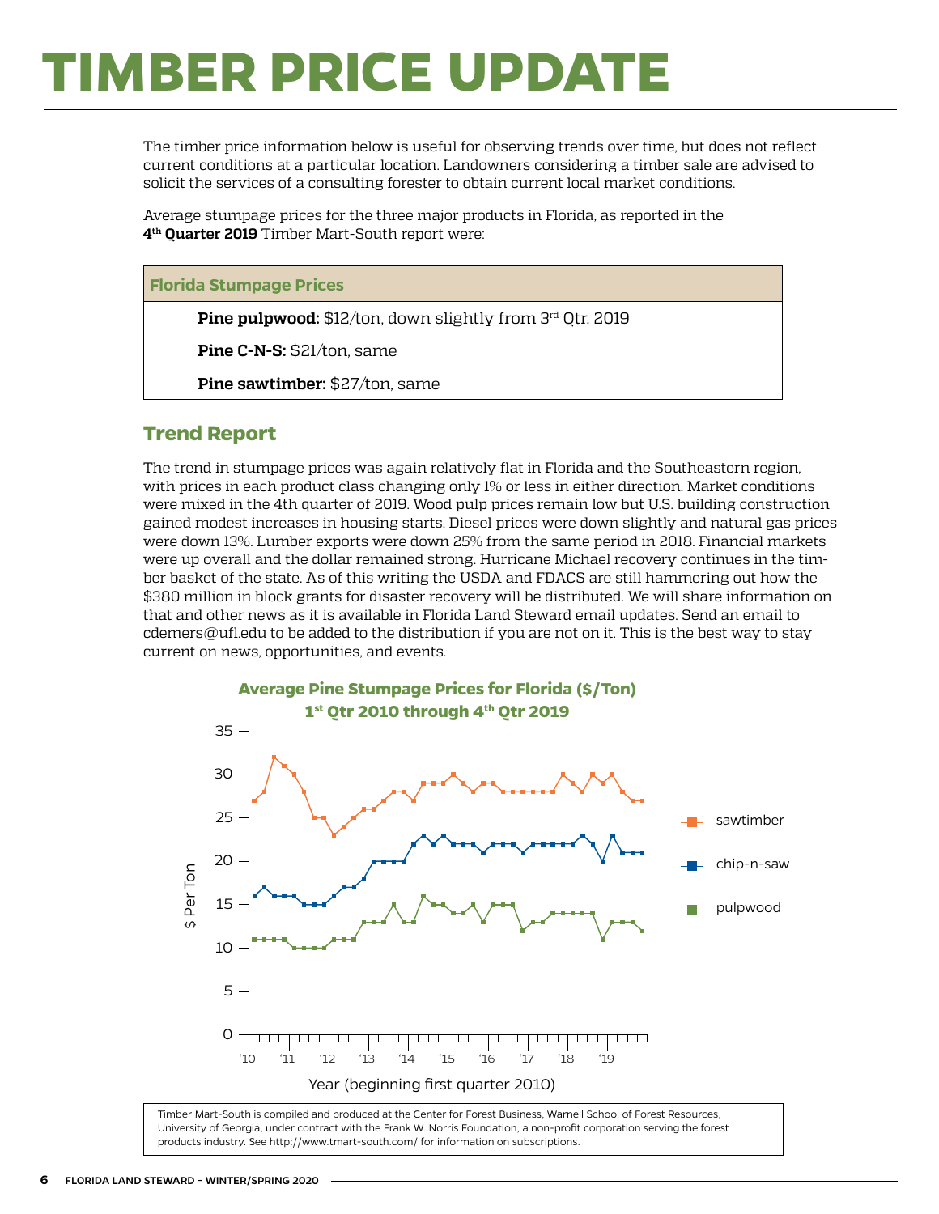# TIMBER PRICE UPDATE

The timber price information below is useful for observing trends over time, but does not reflect current conditions at a particular location. Landowners considering a timber sale are advised to solicit the services of a consulting forester to obtain current local market conditions.

Average stumpage prices for the three major products in Florida, as reported in the **4th Quarter 2019** Timber Mart-South report were:

| Florida Stumpage Prices |
| --- |
| **Pine pulpwood:** $12/ton, down slightly from 3rd Qtr. 2019 |
| **Pine C-N-S:** $21/ton, same |
| **Pine sawtimber:** $27/ton, same |

## Trend Report

The trend in stumpage prices was again relatively flat in Florida and the Southeastern region, with prices in each product class changing only 1% or less in either direction. Market conditions were mixed in the 4th quarter of 2019. Wood pulp prices remain low but U.S. building construction gained modest increases in housing starts. Diesel prices were down slightly and natural gas prices were down 13%. Lumber exports were down 25% from the same period in 2018. Financial markets were up overall and the dollar remained strong. Hurricane Michael recovery continues in the timber basket of the state. As of this writing the USDA and FDACS are still hammering out how the $380 million in block grants for disaster recovery will be distributed. We will share information on that and other news as it is available in Florida Land Steward email updates. Send an email to cdemers@ufl.edu to be added to the distribution if you are not on it. This is the best way to stay current on news, opportunities, and events.

**Average Pine Stumpage Prices for Florida ($/Ton)**
**1st Qtr 2010 through 4th Qtr 2019**

$ Per Ton
35
30
25
20
15
10
5
0
'10 '11 '12 '13 '14 '15 '16 '17 '18 '19
Year (beginning first quarter 2010)

sawtimber
chip-n-saw
pulpwood

Timber Mart-South is compiled and produced at the Center for Forest Business, Warnell School of Forest Resources, University of Georgia, under contract with the Frank W. Norris Foundation, a non-profit corporation serving the forest products industry. See http://www.tmart-south.com/ for information on subscriptions.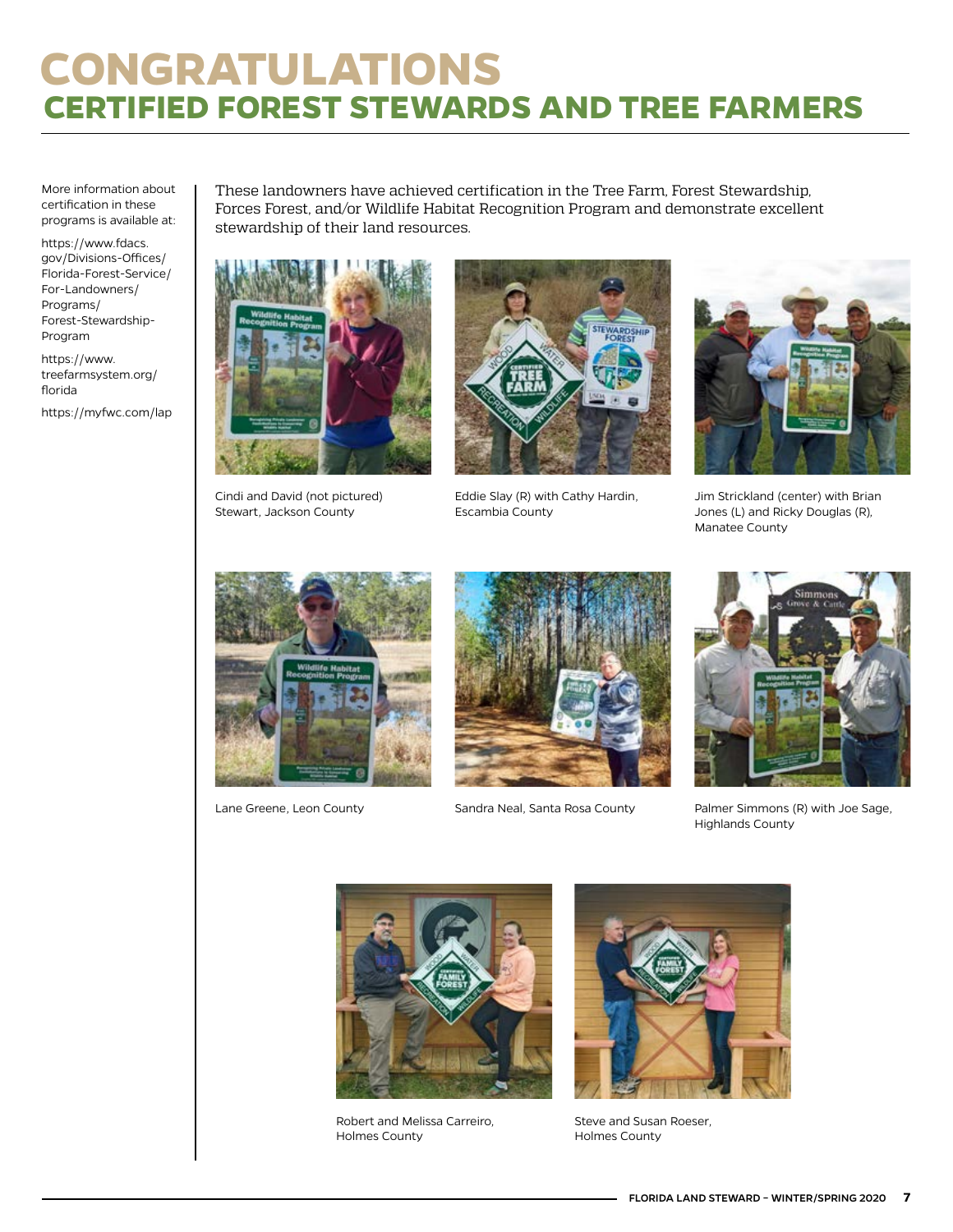# CONGRATULATIONS

## CERTIFIED FOREST STEWARDS AND TREE FARMERS

More information about certification in these programs is available at:

https://www.fdacs.gov/Divisions-Offices/Florida-Forest-Service/For-Landowners/Programs/Forest-Stewardship-Program

https://www.treefarmsystem.org/florida

https://myfwc.com/lap

These landowners have achieved certification in the Tree Farm, Forest Stewardship, Forces Forest, and/or Wildlife Habitat Recognition Program and demonstrate excellent stewardship of their land resources.

Cindi and David (not pictured) Stewart, Jackson County

Eddie Slay (R) with Cathy Hardin, Escambia County

Jim Strickland (center) with Brian Jones (L) and Ricky Douglas (R), Manatee County

Lane Greene, Leon County

Sandra Neal, Santa Rosa County

Palmer Simmons (R) with Joe Sage, Highlands County

Robert and Melissa Carreiro, Holmes County

Steve and Susan Roeser, Holmes County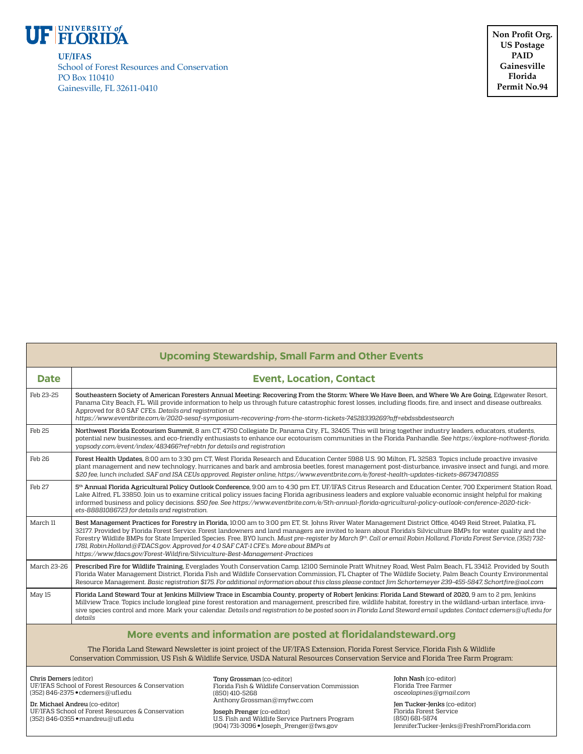UF | UNIVERSITY of FLORIDA

**UF/IFAS**
School of Forest Resources and Conservation
PO Box 110410
Gainesville, FL 32611-0410

**Non Profit Org.**
**US Postage**
**PAID**
**Gainesville**
**Florida**
**Permit No.94**

## Upcoming Stewardship, Small Farm and Other Events

| Date | Event, Location, Contact |
|---|---|
| Feb 23-25 | **Southeastern Society of American Foresters Annual Meeting: Recovering From the Storm: Where We Have Been, and Where We Are Going**, Edgewater Resort, Panama City Beach, FL. Will provide information to help us through future catastrophic forest losses, including floods, fire, and insect and disease outbreaks. Approved for 8.0 SAF CFEs. *Details and registration at https://www.eventbrite.com/e/2020-sesaf-symposium-recovering-from-the-storm-tickets-74528339269?aff=ebdssbdestsearch* |
| Feb 25 | **Northwest Florida Ecotourism Summit**, 8 am CT, 4750 Collegiate Dr, Panama City, FL, 32405. This will bring together industry leaders, educators, students, potential new businesses, and eco-friendly enthusiasts to enhance our ecotourism communities in the Florida Panhandle. *See https://explore-nothwest-florida.yapsody.com/event/index/483466?ref=ebtn for details and registration* |
| Feb 26 | **Forest Health Updates**, 8:00 am to 3:30 pm CT, West Florida Research and Education Center 5988 U.S. 90 Milton, FL 32583. Topics include proactive invasive plant management and new technology, hurricanes and bark and ambrosia beetles, forest management post-disturbance, invasive insect and fungi, and more. *$20 fee, lunch included. SAF and ISA CEUs approved. Register online, https://www.eventbrite.com/e/forest-health-updates-tickets-86734710855* |
| Feb 27 | **5th Annual Florida Agricultural Policy Outlook Conference**, 9:00 am to 4:30 pm ET, UF/IFAS Citrus Research and Education Center, 700 Experiment Station Road, Lake Alfred, FL 33850. Join us to examine critical policy issues facing Florida agribusiness leaders and explore valuable economic insight helpful for making informed business and policy decisions. *$50 fee. See https://www.eventbrite.com/e/5th-annual-florida-agricultural-policy-outlook-conference-2020-tickets-88881086723 for details and registration.* |
| March 11 | **Best Management Practices for Forestry in Florida**, 10:00 am to 3:00 pm ET, St. Johns River Water Management District Office, 4049 Reid Street, Palatka, FL 32177. Provided by Florida Forest Service. Forest landowners and land managers are invited to learn about Florida's Silviculture BMPs for water quality and the Forestry Wildlife BMPs for State Imperiled Species. Free, BYO lunch. *Must pre-register by March 9th. Call or email Robin Holland, Florida Forest Service, (352) 732-1781, Robin.Holland@FDACS.gov. Approved for 4.0 SAF CAT-1 CFE's. More about BMPs at https://www.fdacs.gov/Forest-Wildfire/Silviculture-Best-Management-Practices* |
| March 23-26 | **Prescribed Fire for Wildlife Training**, Everglades Youth Conservation Camp, 12100 Seminole Pratt Whitney Road, West Palm Beach, FL 33412. Provided by South Florida Water Management District, Florida Fish and Wildlife Conservation Commission, FL Chapter of The Wildlife Society, Palm Beach County Environmental Resource Management. *Basic registration $175. For additional information about this class please contact Jim Schortemeyer 239-455-5847, Schortfire@aol.com* |
| May 15 | **Florida Land Steward Tour at Jenkins Millview Trace in Escambia County, property of Robert Jenkins: Florida Land Steward of 2020**, 9 am to 2 pm, Jenkins Millview Trace. Topics include longleaf pine forest restoration and management, prescribed fire, wildlife habitat, forestry in the wildland-urban interface, invasive species control and more. Mark your calendar. *Details and registration to be posted soon in Florida Land Steward email updates. Contact cdemers@ufl.edu for details* |

### More events and information are posted at floridalandsteward.org

The Florida Land Steward Newsletter is joint project of the UF/IFAS Extension, Florida Forest Service, Florida Fish & Wildlife Conservation Commission, US Fish & Wildlife Service, USDA Natural Resources Conservation Service and Florida Tree Farm Program:

**Chris Demers** (editor)
UF/IFAS School of Forest Resources & Conservation
(352) 846-2375 • cdemers@ufl.edu

**Dr. Michael Andreu** (co-editor)
UF/IFAS School of Forest Resources & Conservation
(352) 846-0355 • mandreu@ufl.edu

**Tony Grossman** (co-editor)
Florida Fish & Wildlife Conservation Commission
(850) 410-5268
Anthony.Grossman@myfwc.com

**Joseph Prenger** (co-editor)
U.S. Fish and Wildlife Service Partners Program
(904) 731-3096 • Joseph_Prenger@fws.gov

**John Nash** (co-editor)
Florida Tree Farmer
*osceolapines@gmail.com*

**Jen Tucker-Jenks** (co-editor)
Florida Forest Service
(850) 681-5874
Jennifer.Tucker-Jenks@FreshFromFlorida.com